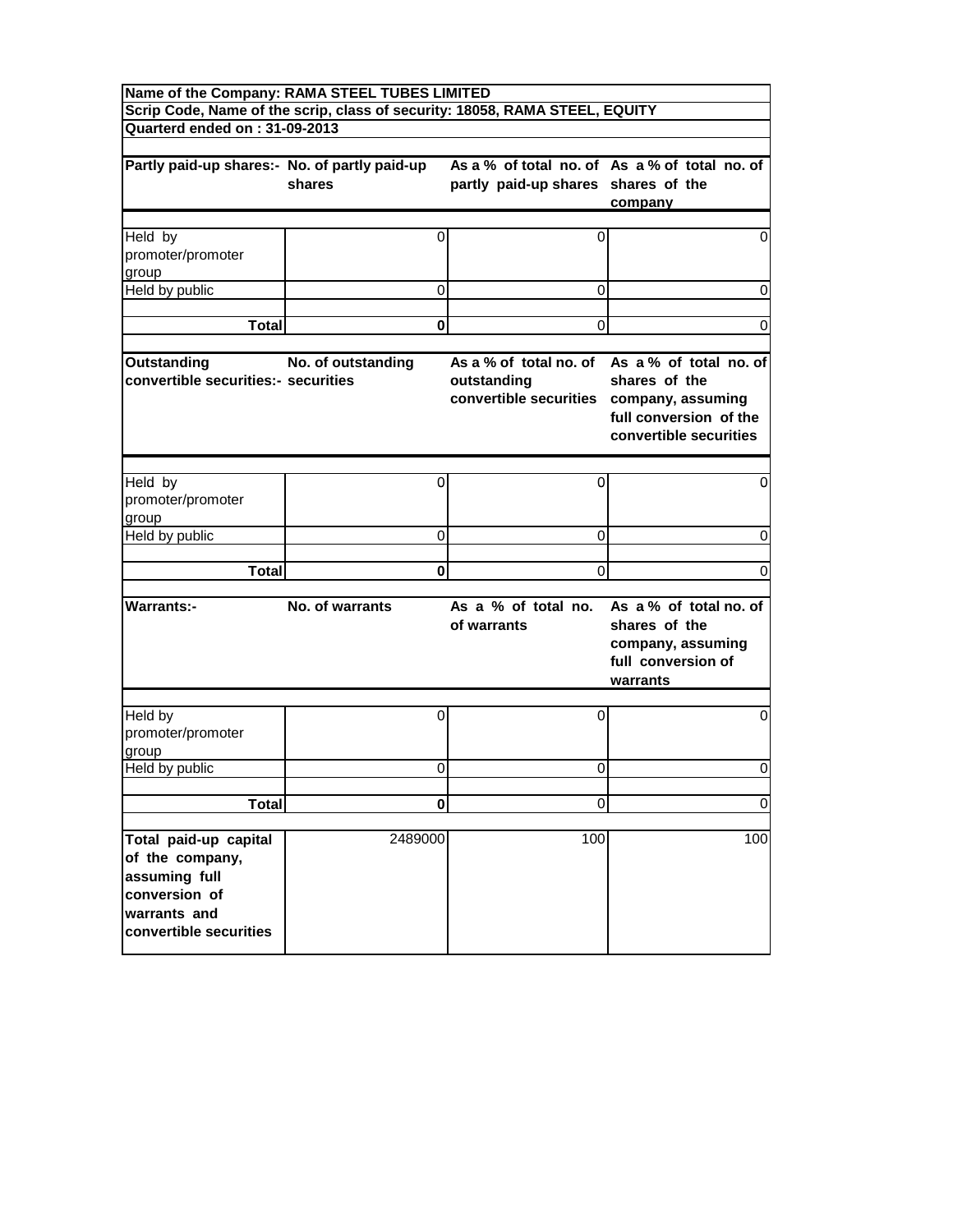| Name of the Company: RAMA STEEL TUBES LIMITED | | | |
|---|---|---|---|
| Scrip Code, Name of the scrip, class of security: 18058, RAMA STEEL, EQUITY | | | |
| Quarterd ended on : 31-09-2013 | | | |
| | | | |
| **Partly paid-up shares:-** | **No. of partly paid-up shares** | **As a % of total no. of partly paid-up shares** | **As a % of total no. of shares of the company** |
| Held by promoter/promoter group | 0 | 0 | 0 |
| Held by public | 0 | 0 | 0 |
| **Total** | **0** | 0 | 0 |
| | | | |
| **Outstanding convertible securities:-** | **No. of outstanding securities** | **As a % of total no. of outstanding convertible securities** | **As a % of total no. of shares of the company, assuming full conversion of the convertible securities** |
| Held by promoter/promoter group | 0 | 0 | 0 |
| Held by public | 0 | 0 | 0 |
| **Total** | **0** | 0 | 0 |
| | | | |
| **Warrants:-** | **No. of warrants** | **As a % of total no. of warrants** | **As a % of total no. of shares of the company, assuming full conversion of warrants** |
| Held by promoter/promoter group | 0 | 0 | 0 |
| Held by public | 0 | 0 | 0 |
| **Total** | **0** | 0 | 0 |
| | | | |
| **Total paid-up capital of the company, assuming full conversion of warrants and convertible securities** | 2489000 | 100 | 100 |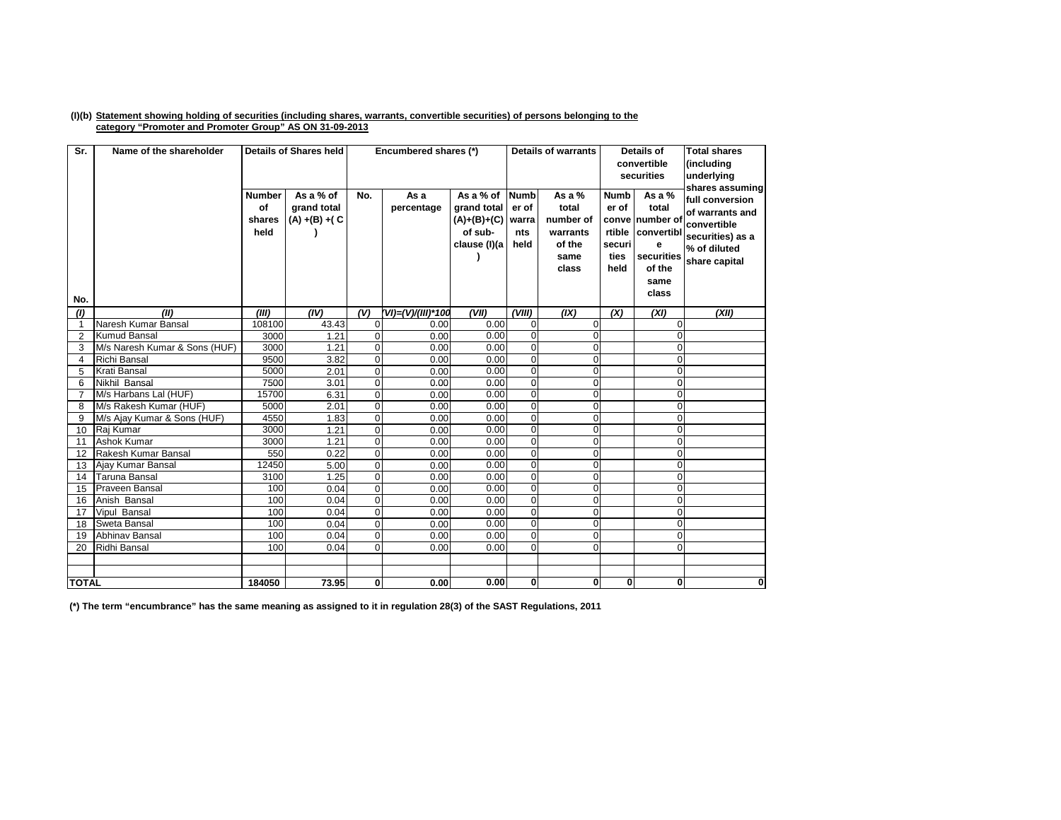**(I)(b) Statement showing holding of securities (including shares, warrants, convertible securities) of persons belonging to the category "Promoter and Promoter Group" AS ON 31-09-2013**

| Sr. No. | Name of the shareholder | Details of Shares held | | Encumbered shares (*) | | | Details of warrants | | Details of convertible securities | | Total shares (including underlying shares assuming full conversion of warrants and convertible securities) as a % of diluted share capital |
|---|---|---|---|---|---|---|---|---|---|---|---|
| | | Number of shares held | As a % of grand total (A) +(B) +( C ) | No. | As a percentage | As a % of grand total (A)+(B)+(C) of sub-clause (I)(a ) | Number of warrants held | As a % total number of warrants of the same class | Number of convertible securities held | As a % total number of convertible securities of the same class | |
| *(I)* | *(II)* | *(III)* | *(IV)* | *(V)* | *(VI)=(V)/(III)*100* | *(VII)* | *(VIII)* | *(IX)* | *(X)* | *(XI)* | *(XII)* |
| 1 | Naresh Kumar Bansal | 108100 | 43.43 | 0 | 0.00 | 0.00 | 0 | 0 | | 0 | |
| 2 | Kumud Bansal | 3000 | 1.21 | 0 | 0.00 | 0.00 | 0 | 0 | | 0 | |
| 3 | M/s Naresh Kumar & Sons (HUF) | 3000 | 1.21 | 0 | 0.00 | 0.00 | 0 | 0 | | 0 | |
| 4 | Richi Bansal | 9500 | 3.82 | 0 | 0.00 | 0.00 | 0 | 0 | | 0 | |
| 5 | Krati Bansal | 5000 | 2.01 | 0 | 0.00 | 0.00 | 0 | 0 | | 0 | |
| 6 | Nikhil Bansal | 7500 | 3.01 | 0 | 0.00 | 0.00 | 0 | 0 | | 0 | |
| 7 | M/s Harbans Lal (HUF) | 15700 | 6.31 | 0 | 0.00 | 0.00 | 0 | 0 | | 0 | |
| 8 | M/s Rakesh Kumar (HUF) | 5000 | 2.01 | 0 | 0.00 | 0.00 | 0 | 0 | | 0 | |
| 9 | M/s Ajay Kumar & Sons (HUF) | 4550 | 1.83 | 0 | 0.00 | 0.00 | 0 | 0 | | 0 | |
| 10 | Raj Kumar | 3000 | 1.21 | 0 | 0.00 | 0.00 | 0 | 0 | | 0 | |
| 11 | Ashok Kumar | 3000 | 1.21 | 0 | 0.00 | 0.00 | 0 | 0 | | 0 | |
| 12 | Rakesh Kumar Bansal | 550 | 0.22 | 0 | 0.00 | 0.00 | 0 | 0 | | 0 | |
| 13 | Ajay Kumar Bansal | 12450 | 5.00 | 0 | 0.00 | 0.00 | 0 | 0 | | 0 | |
| 14 | Taruna Bansal | 3100 | 1.25 | 0 | 0.00 | 0.00 | 0 | 0 | | 0 | |
| 15 | Praveen Bansal | 100 | 0.04 | 0 | 0.00 | 0.00 | 0 | 0 | | 0 | |
| 16 | Anish Bansal | 100 | 0.04 | 0 | 0.00 | 0.00 | 0 | 0 | | 0 | |
| 17 | Vipul Bansal | 100 | 0.04 | 0 | 0.00 | 0.00 | 0 | 0 | | 0 | |
| 18 | Sweta Bansal | 100 | 0.04 | 0 | 0.00 | 0.00 | 0 | 0 | | 0 | |
| 19 | Abhinav Bansal | 100 | 0.04 | 0 | 0.00 | 0.00 | 0 | 0 | | 0 | |
| 20 | Ridhi Bansal | 100 | 0.04 | 0 | 0.00 | 0.00 | 0 | 0 | | 0 | |
| | | | | | | | | | | | |
| | | | | | | | | | | | |
| **TOTAL** | | **184050** | **73.95** | **0** | **0.00** | **0.00** | **0** | **0** | **0** | **0** | **0** |

**(*) The term "encumbrance" has the same meaning as assigned to it in regulation 28(3) of the SAST Regulations, 2011**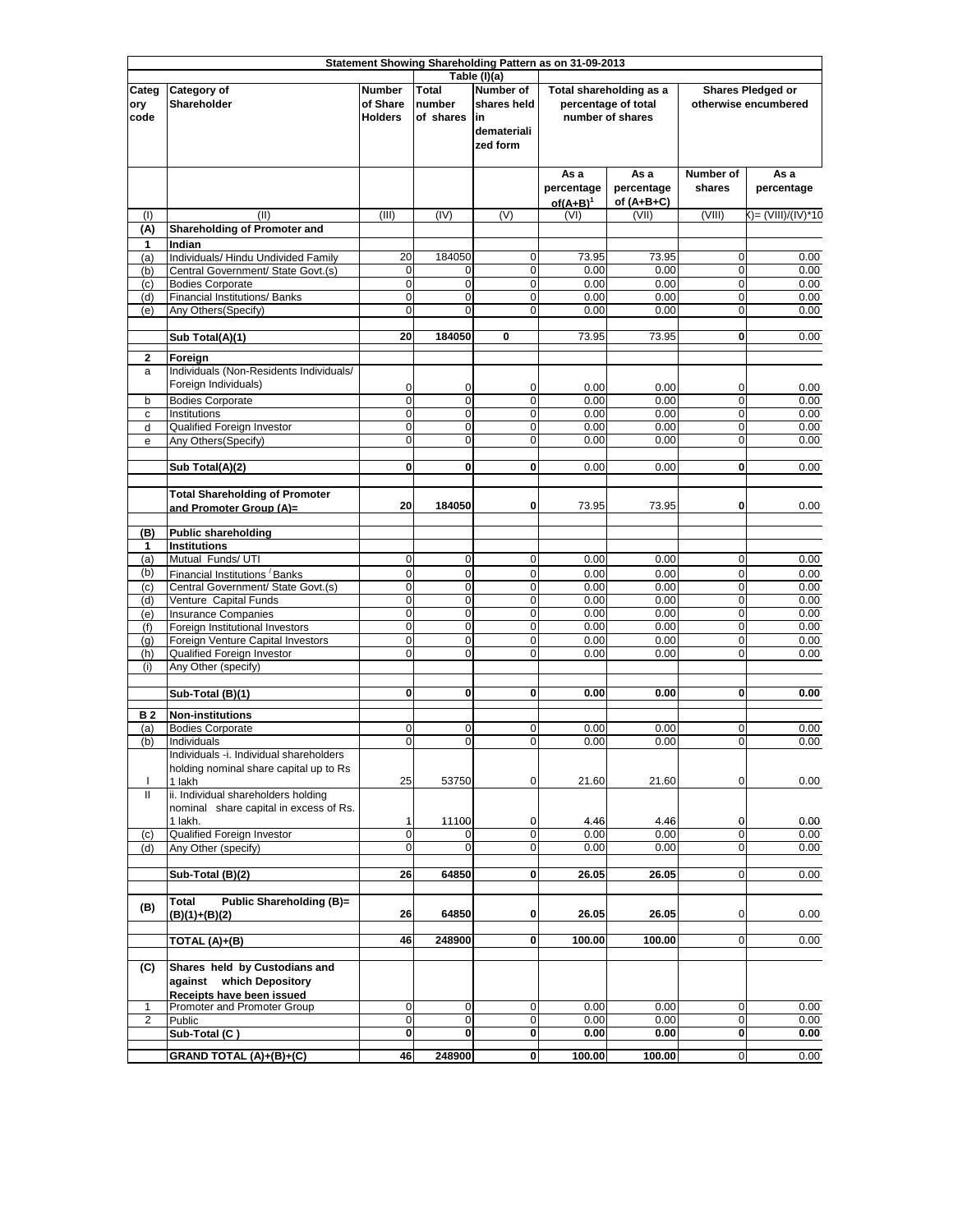**Statement Showing Shareholding Pattern as on 31-09-2013**

**Table (I)(a)**

| Category code | Category of Shareholder | Number of Share Holders | Total number of shares | Number of shares held in dematerialized form | Total shareholding as a percentage of total number of shares | | Shares Pledged or otherwise encumbered | |
|---|---|---|---|---|---|---|---|---|
| | | | | | As a percentage of(A+B)[1] | As a percentage of (A+B+C) | Number of shares | As a percentage |
| (I) | (II) | (III) | (IV) | (V) | (VI) | (VII) | (VIII) | (IX)= (VIII)/(IV)*100 |
| **(A)** | **Shareholding of Promoter and** | | | | | | | |
| **1** | **Indian** | | | | | | | |
| (a) | Individuals/ Hindu Undivided Family | 20 | 184050 | 0 | 73.95 | 73.95 | 0 | 0.00 |
| (b) | Central Government/ State Govt.(s) | 0 | 0 | 0 | 0.00 | 0.00 | 0 | 0.00 |
| (c) | Bodies Corporate | 0 | 0 | 0 | 0.00 | 0.00 | 0 | 0.00 |
| (d) | Financial Institutions/ Banks | 0 | 0 | 0 | 0.00 | 0.00 | 0 | 0.00 |
| (e) | Any Others(Specify) | 0 | 0 | 0 | 0.00 | 0.00 | 0 | 0.00 |
| | **Sub Total(A)(1)** | **20** | **184050** | **0** | 73.95 | 73.95 | **0** | 0.00 |
| **2** | **Foreign** | | | | | | | |
| a | Individuals (Non-Residents Individuals/ Foreign Individuals) | 0 | 0 | 0 | 0.00 | 0.00 | 0 | 0.00 |
| b | Bodies Corporate | 0 | 0 | 0 | 0.00 | 0.00 | 0 | 0.00 |
| c | Institutions | 0 | 0 | 0 | 0.00 | 0.00 | 0 | 0.00 |
| d | Qualified Foreign Investor | 0 | 0 | 0 | 0.00 | 0.00 | 0 | 0.00 |
| e | Any Others(Specify) | 0 | 0 | 0 | 0.00 | 0.00 | 0 | 0.00 |
| | **Sub Total(A)(2)** | **0** | **0** | **0** | 0.00 | 0.00 | **0** | 0.00 |
| | **Total Shareholding of Promoter and Promoter Group (A)=** | **20** | **184050** | **0** | 73.95 | 73.95 | **0** | 0.00 |
| **(B)** | **Public shareholding** | | | | | | | |
| **1** | **Institutions** | | | | | | | |
| (a) | Mutual Funds/ UTI | 0 | 0 | 0 | 0.00 | 0.00 | 0 | 0.00 |
| (b) | Financial Institutions / Banks | 0 | 0 | 0 | 0.00 | 0.00 | 0 | 0.00 |
| (c) | Central Government/ State Govt.(s) | 0 | 0 | 0 | 0.00 | 0.00 | 0 | 0.00 |
| (d) | Venture Capital Funds | 0 | 0 | 0 | 0.00 | 0.00 | 0 | 0.00 |
| (e) | Insurance Companies | 0 | 0 | 0 | 0.00 | 0.00 | 0 | 0.00 |
| (f) | Foreign Institutional Investors | 0 | 0 | 0 | 0.00 | 0.00 | 0 | 0.00 |
| (g) | Foreign Venture Capital Investors | 0 | 0 | 0 | 0.00 | 0.00 | 0 | 0.00 |
| (h) | Qualified Foreign Investor | 0 | 0 | 0 | 0.00 | 0.00 | 0 | 0.00 |
| (i) | Any Other (specify) | | | | | | | |
| | **Sub-Total (B)(1)** | **0** | **0** | **0** | **0.00** | **0.00** | **0** | **0.00** |
| **B 2** | **Non-institutions** | | | | | | | |
| (a) | Bodies Corporate | 0 | 0 | 0 | 0.00 | 0.00 | 0 | 0.00 |
| (b) | Individuals | 0 | 0 | 0 | 0.00 | 0.00 | 0 | 0.00 |
| I | Individuals -i. Individual shareholders holding nominal share capital up to Rs 1 lakh | 25 | 53750 | 0 | 21.60 | 21.60 | 0 | 0.00 |
| II | ii. Individual shareholders holding nominal share capital in excess of Rs. 1 lakh. | 1 | 11100 | 0 | 4.46 | 4.46 | 0 | 0.00 |
| (c) | Qualified Foreign Investor | 0 | 0 | 0 | 0.00 | 0.00 | 0 | 0.00 |
| (d) | Any Other (specify) | 0 | 0 | 0 | 0.00 | 0.00 | 0 | 0.00 |
| | **Sub-Total (B)(2)** | **26** | **64850** | **0** | **26.05** | **26.05** | 0 | 0.00 |
| **(B)** | **Total Public Shareholding (B)= (B)(1)+(B)(2)** | **26** | **64850** | **0** | **26.05** | **26.05** | 0 | 0.00 |
| | **TOTAL (A)+(B)** | **46** | **248900** | **0** | **100.00** | **100.00** | 0 | 0.00 |
| **(C)** | **Shares held by Custodians and against which Depository Receipts have been issued** | | | | | | | |
| 1 | Promoter and Promoter Group | 0 | 0 | 0 | 0.00 | 0.00 | 0 | 0.00 |
| 2 | Public | 0 | 0 | 0 | 0.00 | 0.00 | 0 | 0.00 |
| | **Sub-Total (C )** | **0** | **0** | **0** | **0.00** | **0.00** | **0** | **0.00** |
| | **GRAND TOTAL (A)+(B)+(C)** | **46** | **248900** | **0** | **100.00** | **100.00** | 0 | 0.00 |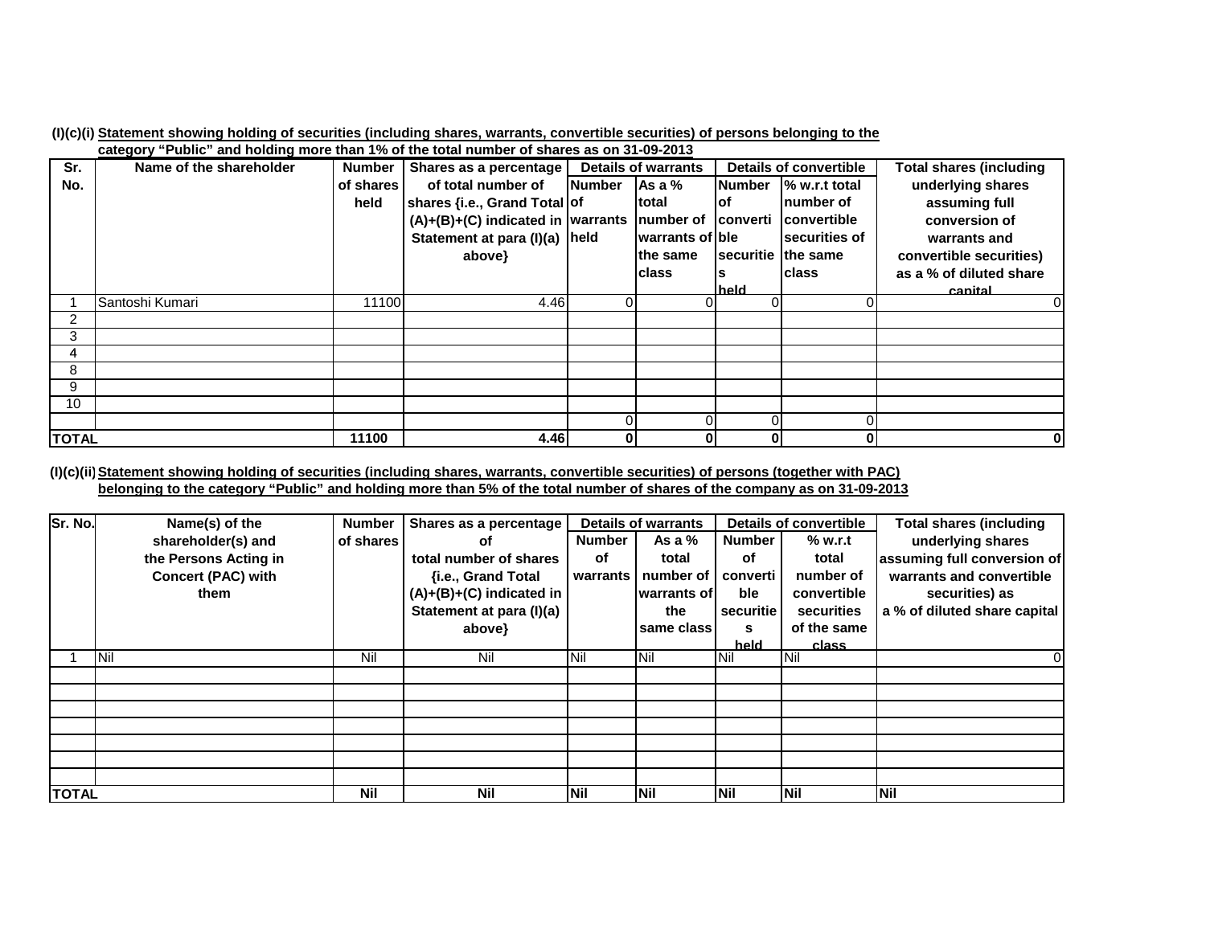**(I)(c)(i) Statement showing holding of securities (including shares, warrants, convertible securities) of persons belonging to the category "Public" and holding more than 1% of the total number of shares as on 31-09-2013**

| Sr. No. | Name of the shareholder | Number of shares held | Shares as a percentage of total number of shares {i.e., Grand Total (A)+(B)+(C) indicated in Statement at para (I)(a) above} | Details of warrants | | Details of convertible | | Total shares (including underlying shares assuming full conversion of warrants and convertible securities) as a % of diluted share capital |
|---|---|---|---|---|---|---|---|---|
| | | | | Number of warrants held | As a % total number of warrants of the same class | Number of convertible securities held | % w.r.t total number of convertible securities of the same class | |
| 1 | Santoshi Kumari | 11100 | 4.46 | 0 | 0 | 0 | 0 | 0 |
| 2 | | | | | | | | |
| 3 | | | | | | | | |
| 4 | | | | | | | | |
| 8 | | | | | | | | |
| 9 | | | | | | | | |
| 10 | | | | | | | | |
| | | | | 0 | 0 | 0 | 0 | |
| **TOTAL** | | **11100** | **4.46** | **0** | **0** | **0** | **0** | **0** |

**(I)(c)(ii) Statement showing holding of securities (including shares, warrants, convertible securities) of persons (together with PAC) belonging to the category "Public" and holding more than 5% of the total number of shares of the company as on 31-09-2013**

| Sr. No. | Name(s) of the shareholder(s) and the Persons Acting in Concert (PAC) with them | Number of shares | Shares as a percentage of total number of shares {i.e., Grand Total (A)+(B)+(C) indicated in Statement at para (I)(a) above} | Details of warrants | | Details of convertible | | Total shares (including underlying shares assuming full conversion of warrants and convertible securities) as a % of diluted share capital |
|---|---|---|---|---|---|---|---|---|
| | | | | Number of warrants | As a % total number of warrants of the same class | Number of convertible securities held | % w.r.t total number of convertible securities of the same class | |
| 1 | Nil | Nil | Nil | Nil | Nil | Nil | Nil | 0 |
| | | | | | | | | |
| | | | | | | | | |
| | | | | | | | | |
| | | | | | | | | |
| | | | | | | | | |
| | | | | | | | | |
| | | | | | | | | |
| **TOTAL** | | **Nil** | **Nil** | **Nil** | **Nil** | **Nil** | **Nil** | **Nil** |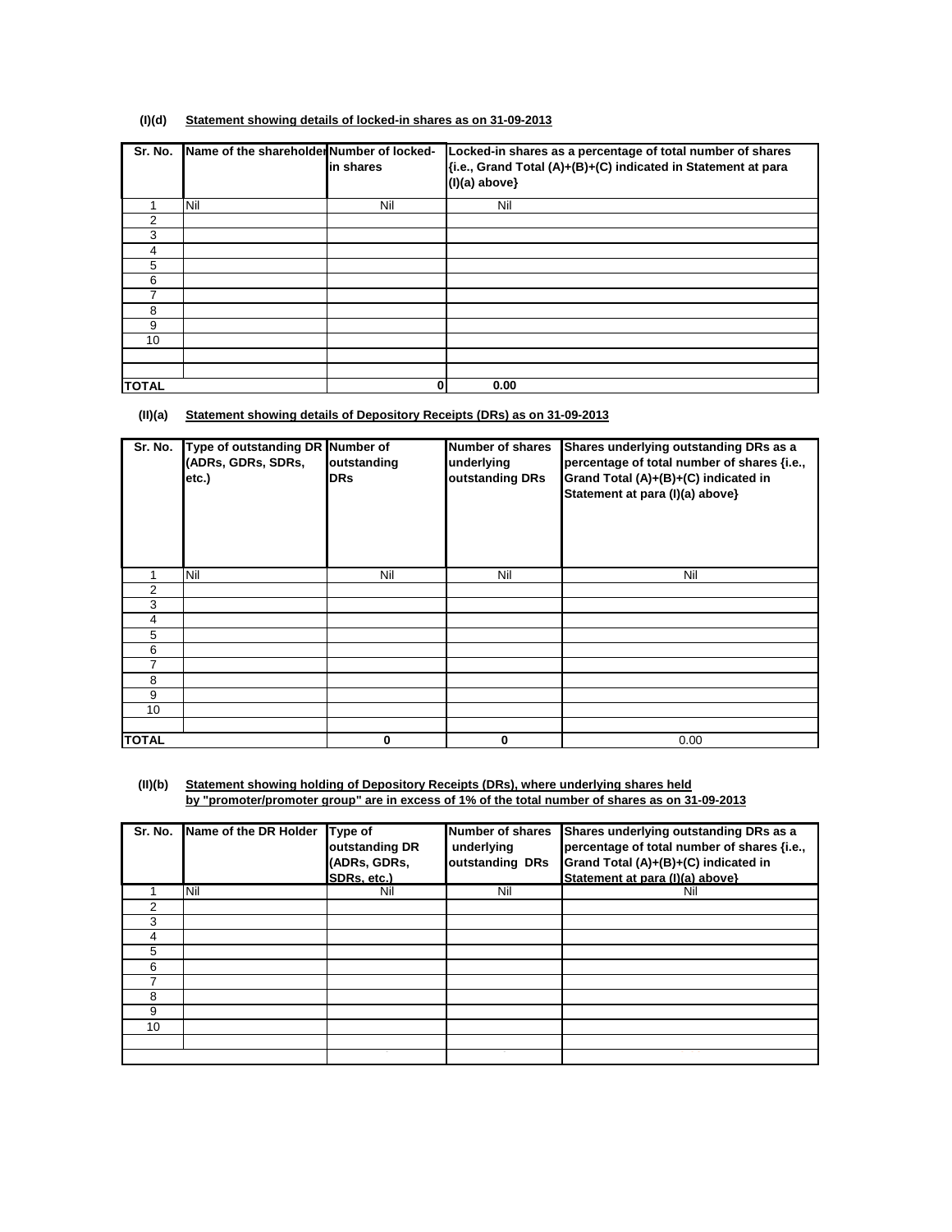**(I)(d) Statement showing details of locked-in shares as on 31-09-2013**

| Sr. No. | Name of the shareholder | Number of locked-in shares | Locked-in shares as a percentage of total number of shares {i.e., Grand Total (A)+(B)+(C) indicated in Statement at para (I)(a) above} |
|---|---|---|---|
| 1 | Nil | Nil | Nil |
| 2 | | | |
| 3 | | | |
| 4 | | | |
| 5 | | | |
| 6 | | | |
| 7 | | | |
| 8 | | | |
| 9 | | | |
| 10 | | | |
| | | | |
| | | | |
| **TOTAL** | | **0** | **0.00** |

**(II)(a) Statement showing details of Depository Receipts (DRs) as on 31-09-2013**

| Sr. No. | Type of outstanding DR (ADRs, GDRs, SDRs, etc.) | Number of outstanding DRs | Number of shares underlying outstanding DRs | Shares underlying outstanding DRs as a percentage of total number of shares {i.e., Grand Total (A)+(B)+(C) indicated in Statement at para (I)(a) above} |
|---|---|---|---|---|
| 1 | Nil | Nil | Nil | Nil |
| 2 | | | | |
| 3 | | | | |
| 4 | | | | |
| 5 | | | | |
| 6 | | | | |
| 7 | | | | |
| 8 | | | | |
| 9 | | | | |
| 10 | | | | |
| | | | | |
| **TOTAL** | | **0** | **0** | 0.00 |

**(II)(b) Statement showing holding of Depository Receipts (DRs), where underlying shares held by "promoter/promoter group" are in excess of 1% of the total number of shares as on 31-09-2013**

| Sr. No. | Name of the DR Holder | Type of outstanding DR (ADRs, GDRs, SDRs, etc.) | Number of shares underlying outstanding DRs | Shares underlying outstanding DRs as a percentage of total number of shares {i.e., Grand Total (A)+(B)+(C) indicated in Statement at para (I)(a) above} |
|---|---|---|---|---|
| 1 | Nil | Nil | Nil | Nil |
| 2 | | | | |
| 3 | | | | |
| 4 | | | | |
| 5 | | | | |
| 6 | | | | |
| 7 | | | | |
| 8 | | | | |
| 9 | | | | |
| 10 | | | | |
| | | | | |
| | | | | |